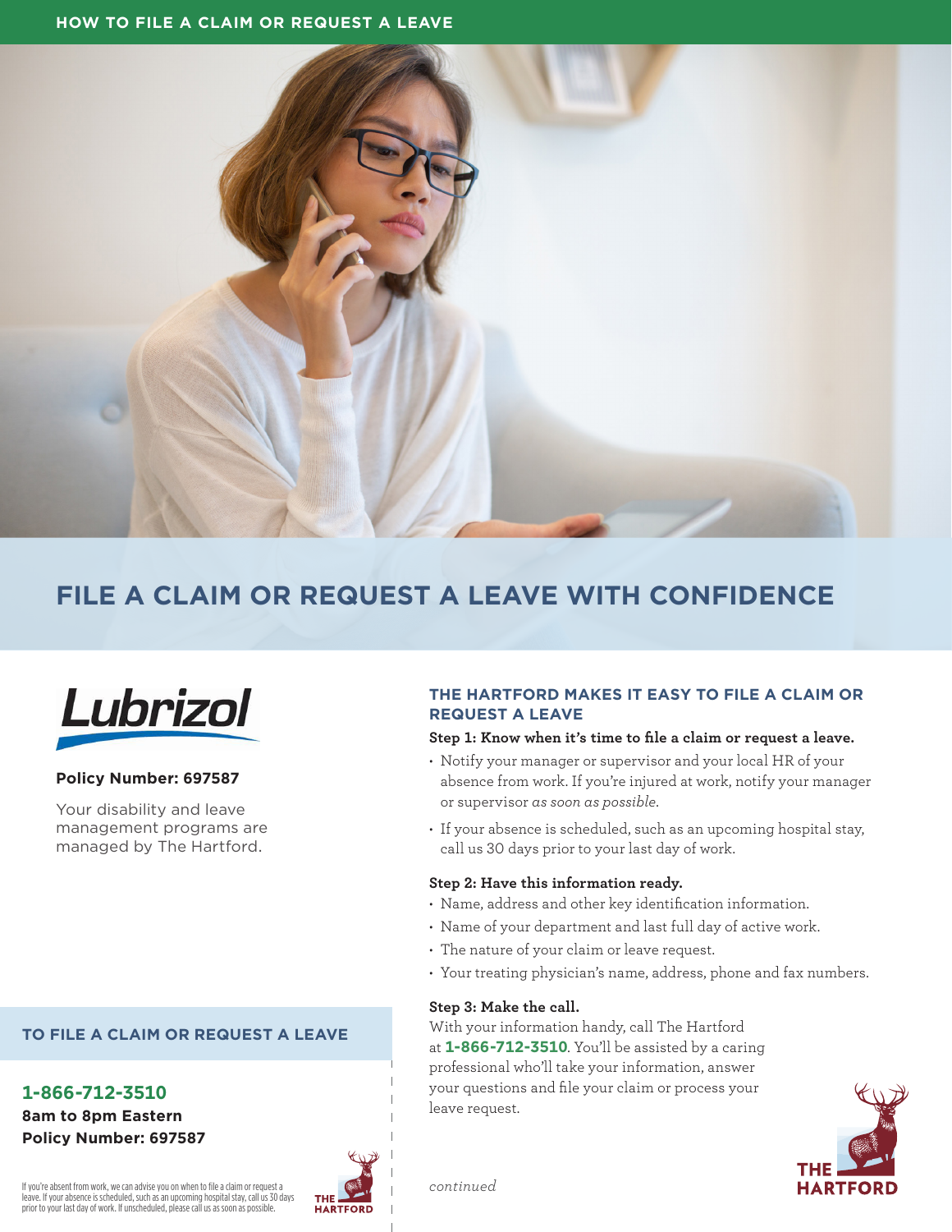HOW TO FILE A CLAIM OR REQUEST A LEAVE

# FILE A CLAIM OR REQUEST A LEAVE WITH CONFIDENCE

Lubrizol

**Policy Number: 697587**

Your disability and leave management programs are managed by The Hartford.

## THE HARTFORD MAKES IT EASY TO FILE A CLAIM OR REQUEST A LEAVE

**Step 1: Know when it's time to file a claim or request a leave.**

- Notify your manager or supervisor and your local HR of your absence from work. If you're injured at work, notify your manager or supervisor *as soon as possible*.
- If your absence is scheduled, such as an upcoming hospital stay, call us 30 days prior to your last day of work.

**Step 2: Have this information ready.**

- Name, address and other key identification information.
- Name of your department and last full day of active work.
- The nature of your claim or leave request.
- Your treating physician's name, address, phone and fax numbers.

**Step 3: Make the call.**

With your information handy, call The Hartford at **1-866-712-3510**. You'll be assisted by a caring professional who'll take your information, answer your questions and file your claim or process your leave request.

## TO FILE A CLAIM OR REQUEST A LEAVE

**1-866-712-3510**
**8am to 8pm Eastern**
**Policy Number: 697587**

If you're absent from work, we can advise you on when to file a claim or request a leave. If your absence is scheduled, such as an upcoming hospital stay, call us 30 days prior to your last day of work. If unscheduled, please call us as soon as possible.

THE HARTFORD

*continued*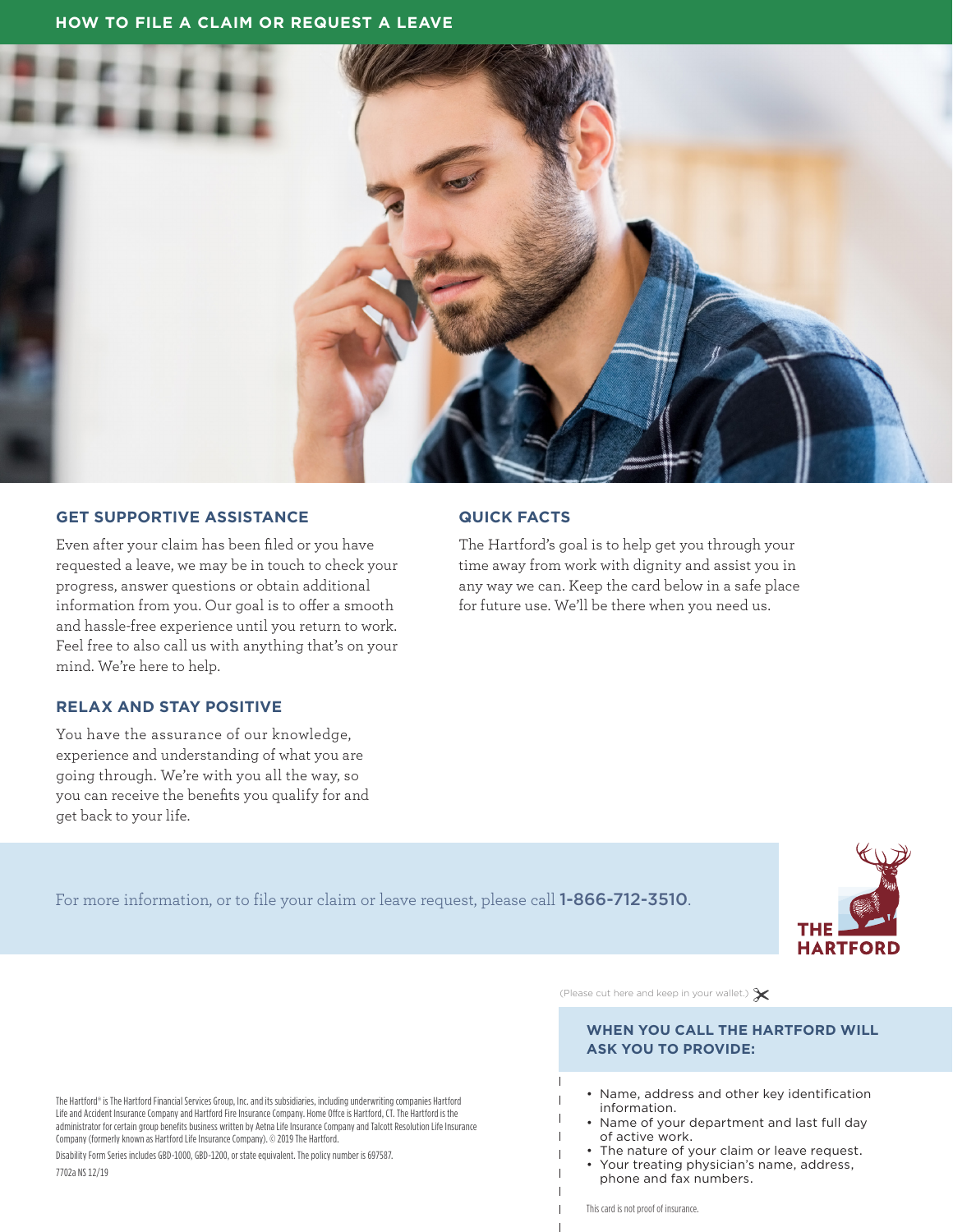## HOW TO FILE A CLAIM OR REQUEST A LEAVE

### GET SUPPORTIVE ASSISTANCE

Even after your claim has been filed or you have requested a leave, we may be in touch to check your progress, answer questions or obtain additional information from you. Our goal is to offer a smooth and hassle-free experience until you return to work. Feel free to also call us with anything that's on your mind. We're here to help.

### RELAX AND STAY POSITIVE

You have the assurance of our knowledge, experience and understanding of what you are going through. We're with you all the way, so you can receive the benefits you qualify for and get back to your life.

### QUICK FACTS

The Hartford's goal is to help get you through your time away from work with dignity and assist you in any way we can. Keep the card below in a safe place for future use. We'll be there when you need us.

For more information, or to file your claim or leave request, please call **1-866-712-3510**.

THE HARTFORD

(Please cut here and keep in your wallet.)

### WHEN YOU CALL THE HARTFORD WILL ASK YOU TO PROVIDE:

- Name, address and other key identification information.
- Name of your department and last full day of active work.
- The nature of your claim or leave request.
- Your treating physician's name, address, phone and fax numbers.

This card is not proof of insurance.

The Hartford® is The Hartford Financial Services Group, Inc. and its subsidiaries, including underwriting companies Hartford Life and Accident Insurance Company and Hartford Fire Insurance Company. Home Offce is Hartford, CT. The Hartford is the administrator for certain group benefits business written by Aetna Life Insurance Company and Talcott Resolution Life Insurance Company (formerly known as Hartford Life Insurance Company). © 2019 The Hartford.

Disability Form Series includes GBD-1000, GBD-1200, or state equivalent. The policy number is 697587.

7702a NS 12/19